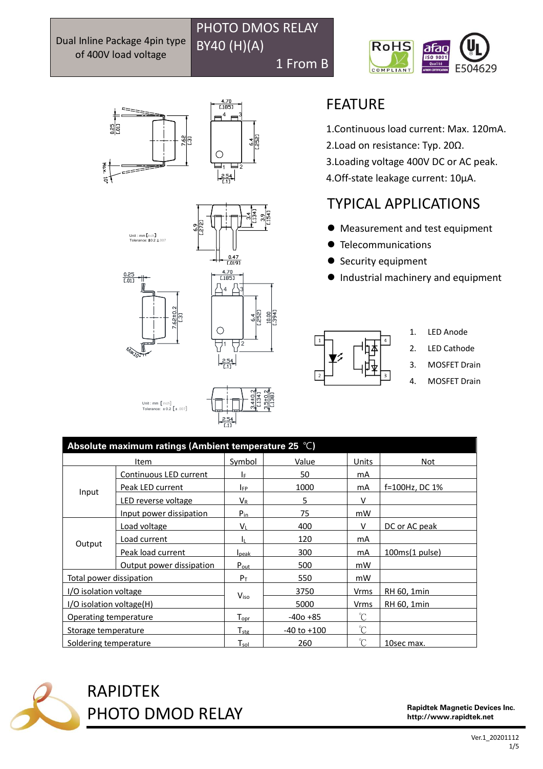Dual Inline Package 4pin type of 400V load voltage

# PHOTO DMOS RELAY BY40 (H)(A)

1 From B

E504629

Unit : mm [inch]
Tolerance: ±0.2 [±.007]

Unit : mm [inch]
Tolerance: ±0.2 [±.007]

## FEATURE

1. Continuous load current: Max. 120mA.
2. Load on resistance: Typ. 20Ω.
3. Loading voltage 400V DC or AC peak.
4. Off-state leakage current: 10µA.

## TYPICAL APPLICATIONS

- Measurement and test equipment
- Telecommunications
- Security equipment
- Industrial machinery and equipment

1. LED Anode
2. LED Cathode
3. MOSFET Drain
4. MOSFET Drain

**Absolute maximum ratings (Ambient temperature 25 ℃)**

| Item | | Symbol | Value | Units | Not |
|---|---|---|---|---|---|
| Input | Continuous LED current | $I_F$ | 50 | mA | |
| | Peak LED current | $I_{FP}$ | 1000 | mA | f=100Hz, DC 1% |
| | LED reverse voltage | $V_R$ | 5 | V | |
| | Input power dissipation | $P_{in}$ | 75 | mW | |
| Output | Load voltage | $V_L$ | 400 | V | DC or AC peak |
| | Load current | $I_L$ | 120 | mA | |
| | Peak load current | $I_{peak}$ | 300 | mA | 100ms(1 pulse) |
| | Output power dissipation | $P_{out}$ | 500 | mW | |
| Total power dissipation | | $P_T$ | 550 | mW | |
| I/O isolation voltage | | $V_{iso}$ | 3750 | Vrms | RH 60, 1min |
| I/O isolation voltage(H) | | | 5000 | Vrms | RH 60, 1min |
| Operating temperature | | $T_{opr}$ | -40o +85 | ℃ | |
| Storage temperature | | $T_{stg}$ | -40 to +100 | ℃ | |
| Soldering temperature | | $T_{sol}$ | 260 | ℃ | 10sec max. |

RAPIDTEK
PHOTO DMOD RELAY

**Rapidtek Magnetic Devices Inc.**
**http://www.rapidtek.net**

Ver.1_20201112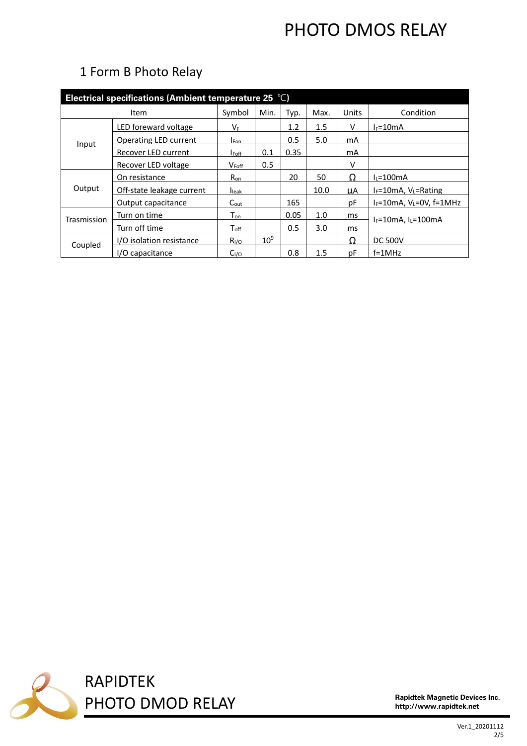# PHOTO DMOS RELAY

## 1 Form B Photo Relay

| Electrical specifications (Ambient temperature 25 ℃) | | | | | | | |
|---|---|---|---|---|---|---|---|
| Item | | Symbol | Min. | Typ. | Max. | Units | Condition |
| Input | LED foreward voltage | $V_F$ | | 1.2 | 1.5 | V | $I_F$=10mA |
| | Operating LED current | $I_{Fon}$ | | 0.5 | 5.0 | mA | |
| | Recover LED current | $I_{Foff}$ | 0.1 | 0.35 | | mA | |
| | Recover LED voltage | $V_{Foff}$ | 0.5 | | | V | |
| Output | On resistance | $R_{on}$ | | 20 | 50 | Ω | $I_L$=100mA |
| | Off-state leakage current | $I_{leak}$ | | | 10.0 | µA | $I_F$=10mA, $V_L$=Rating |
| | Output capacitance | $C_{out}$ | | 165 | | pF | $I_F$=10mA, $V_L$=0V, f=1MHz |
| Trasmission | Turn on time | $T_{on}$ | | 0.05 | 1.0 | ms | $I_F$=10mA, $I_L$=100mA |
| | Turn off time | $T_{off}$ | | 0.5 | 3.0 | ms | |
| Coupled | I/O isolation resistance | $R_{I/O}$ | $10^9$ | | | Ω | DC 500V |
| | I/O capacitance | $C_{I/O}$ | | 0.8 | 1.5 | pF | f=1MHz |

RAPIDTEK
PHOTO DMOD RELAY

**Rapidtek Magnetic Devices Inc.**
**http://www.rapidtek.net**

Ver.1_20201112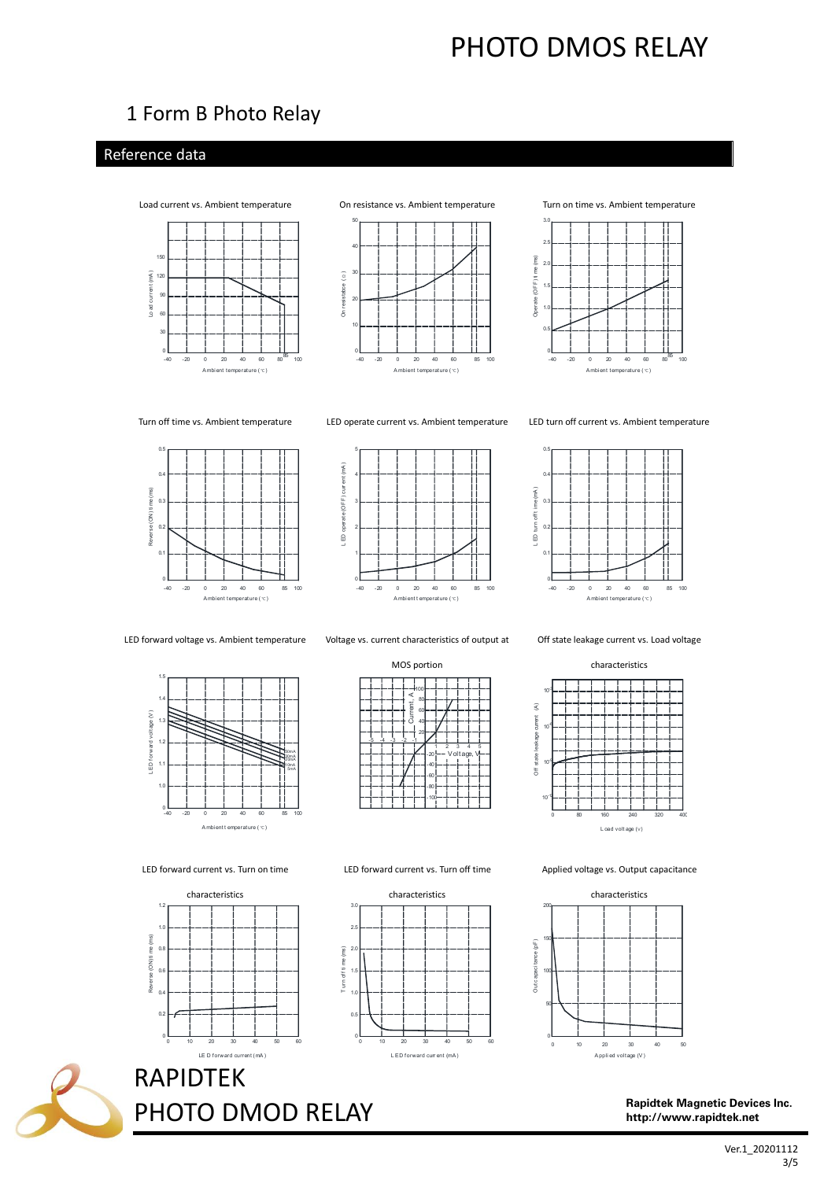# PHOTO DMOS RELAY

## 1 Form B Photo Relay

### Reference data

Load current vs. Ambient temperature

On resistance vs. Ambient temperature

Turn on time vs. Ambient temperature

Turn off time vs. Ambient temperature

LED operate current vs. Ambient temperature

LED turn off current vs. Ambient temperature

LED forward voltage vs. Ambient temperature

Voltage vs. current characteristics of output at MOS portion

Off state leakage current vs. Load voltage characteristics

LED forward current vs. Turn on time characteristics

LED forward current vs. Turn off time characteristics

Applied voltage vs. Output capacitance characteristics

RAPIDTEK
PHOTO DMOD RELAY

**Rapidtek Magnetic Devices Inc.**
**http://www.rapidtek.net**

Ver.1_20201112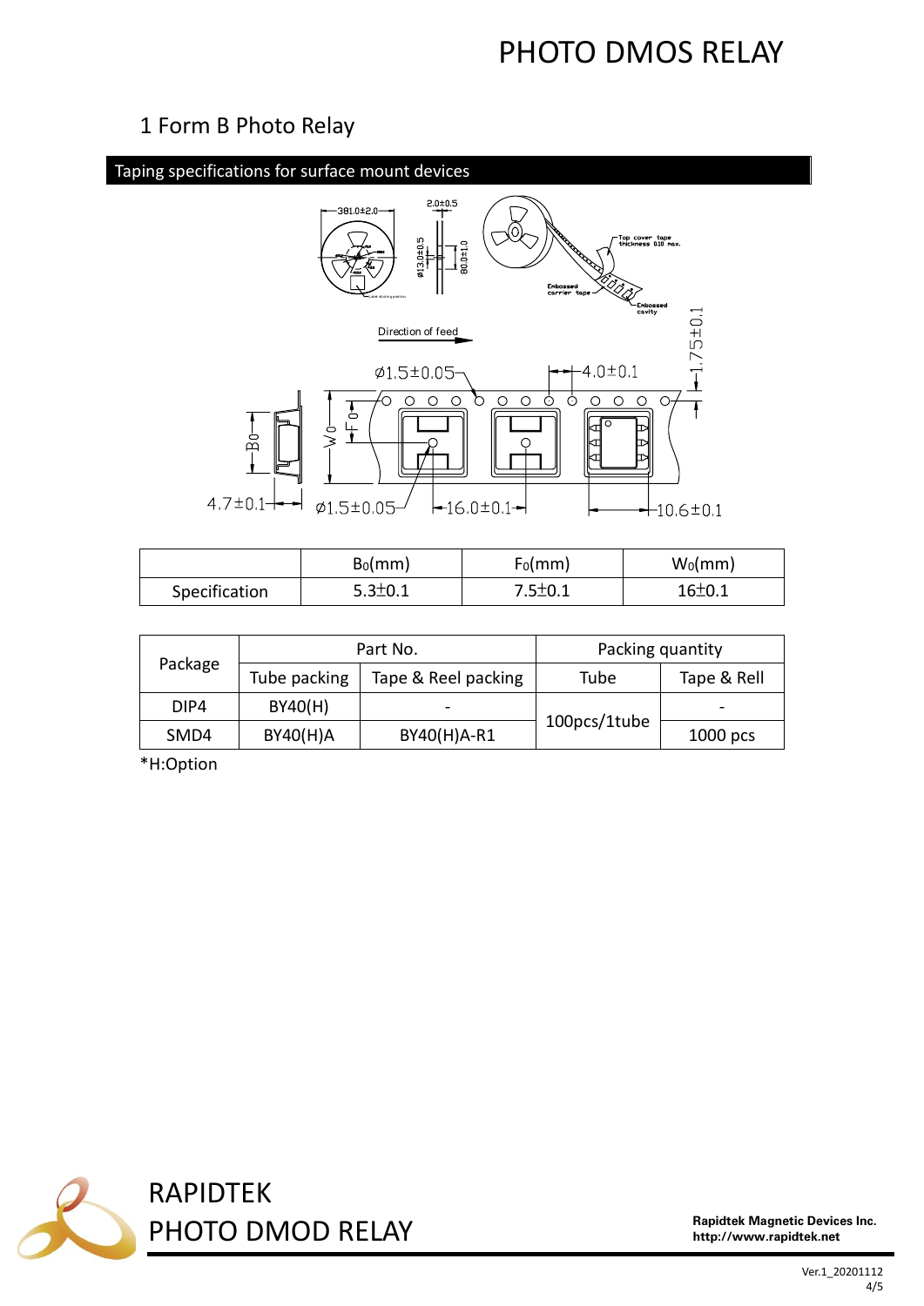# PHOTO DMOS RELAY

## 1 Form B Photo Relay

### Taping specifications for surface mount devices

| | $B_0$(mm) | $F_0$(mm) | $W_0$(mm) |
|---|---|---|---|
| Specification | 5.3±0.1 | 7.5±0.1 | 16±0.1 |

| Package | Part No. | | Packing quantity | |
|---|---|---|---|---|
| | Tube packing | Tape & Reel packing | Tube | Tape & Rell |
| DIP4 | BY40(H) | - | 100pcs/1tube | - |
| SMD4 | BY40(H)A | BY40(H)A-R1 | | 1000 pcs |

*H:Option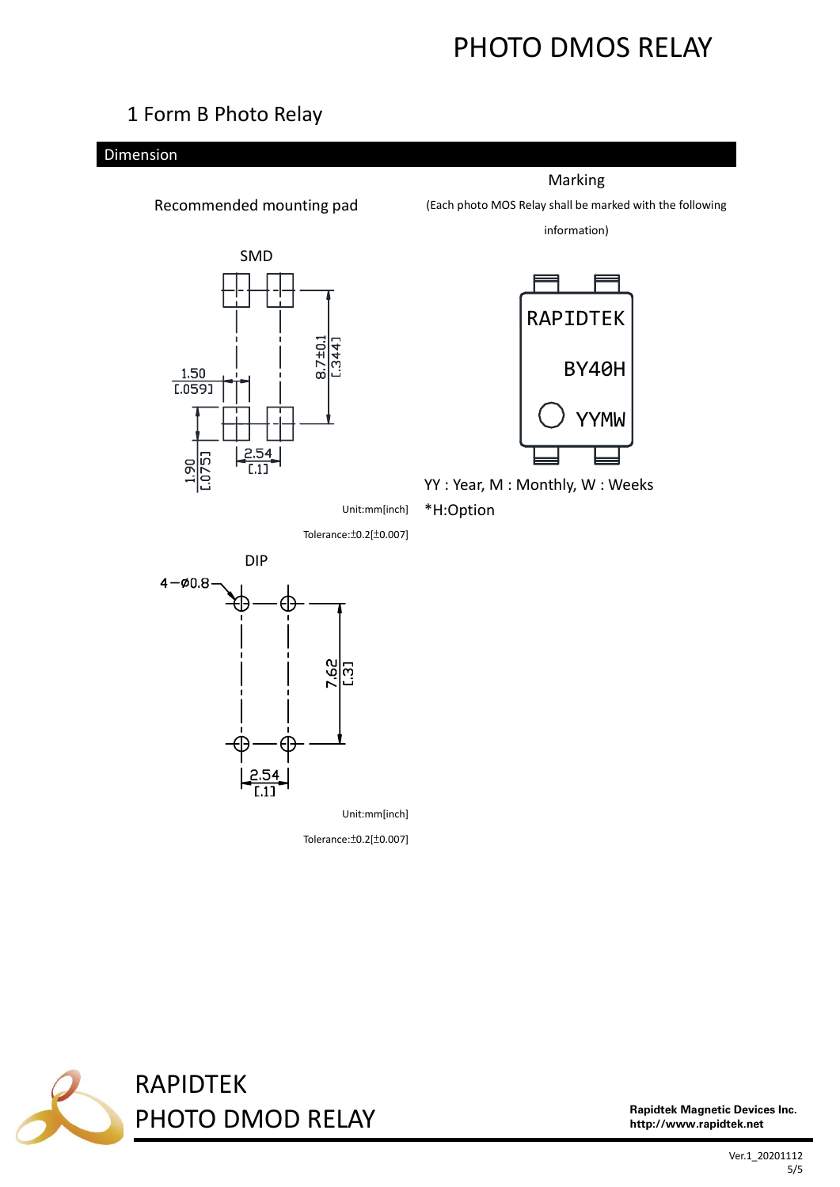# PHOTO DMOS RELAY

## 1 Form B Photo Relay

### Dimension

Recommended mounting pad

SMD

1.50
[.059]

8.7±0.1
[.344]

1.90
[.075]

2.54
[.1]

Unit:mm[inch]

Tolerance:±0.2[±0.007]

DIP

4−ø0.8

7.62
[.3]

2.54
[.1]

Unit:mm[inch]

Tolerance:±0.2[±0.007]

Marking

(Each photo MOS Relay shall be marked with the following information)

RAPIDTEK

BY40H

YYMW

YY : Year, M : Monthly, W : Weeks

*H:Option

RAPIDTEK
PHOTO DMOD RELAY

**Rapidtek Magnetic Devices Inc.**
**http://www.rapidtek.net**

Ver.1_20201112